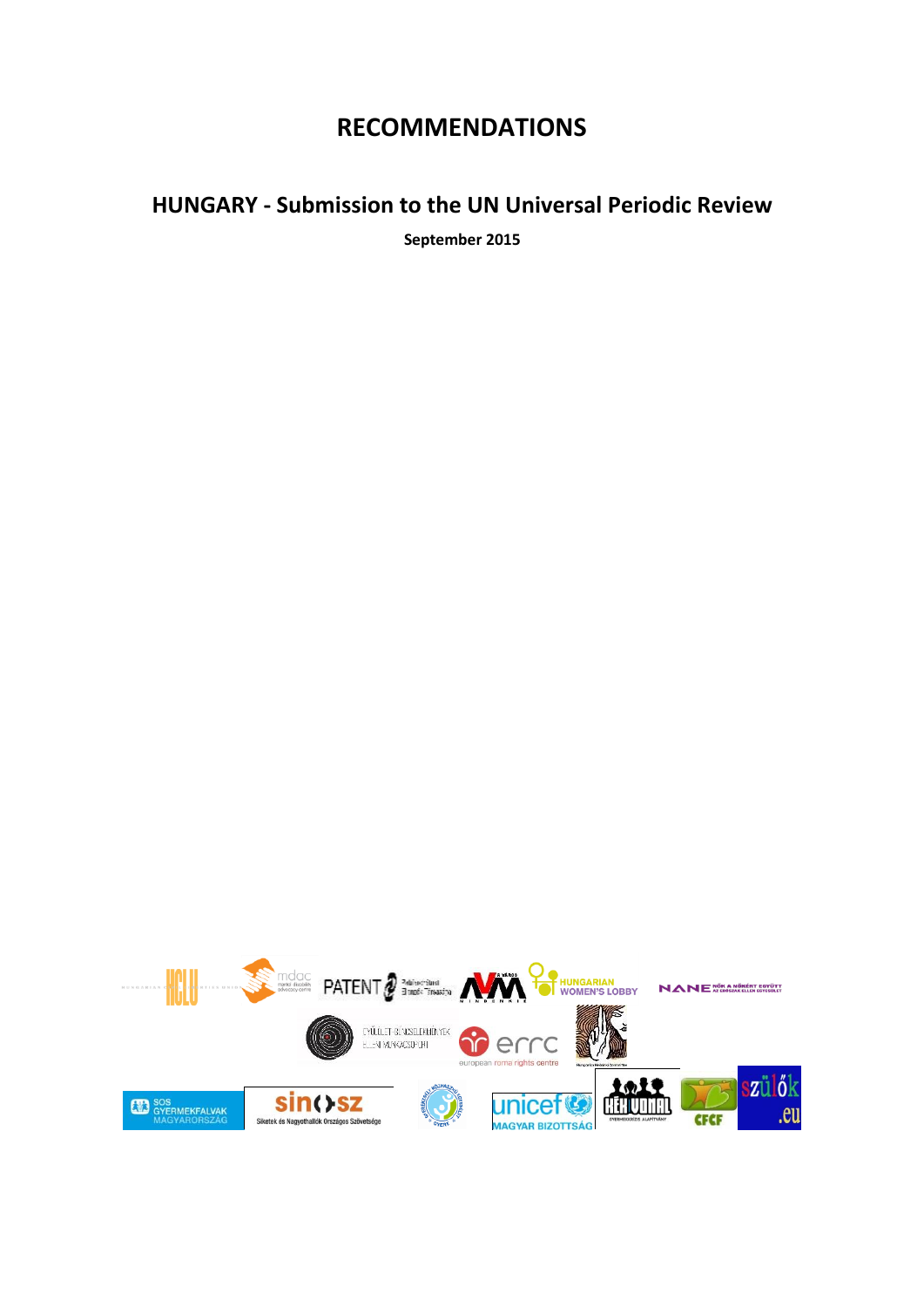# RECOMMENDATIONS

## HUNGARY - Submission to the UN Universal Periodic Review

**September 2015**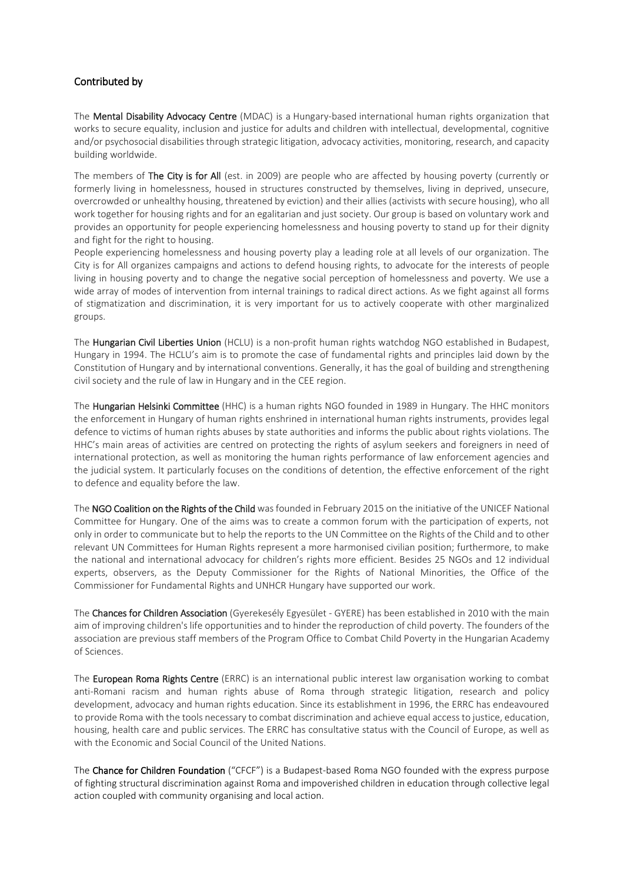## Contributed by

The **Mental Disability Advocacy Centre** (MDAC) is a Hungary-based international human rights organization that works to secure equality, inclusion and justice for adults and children with intellectual, developmental, cognitive and/or psychosocial disabilities through strategic litigation, advocacy activities, monitoring, research, and capacity building worldwide.

The members of **The City is for All** (est. in 2009) are people who are affected by housing poverty (currently or formerly living in homelessness, housed in structures constructed by themselves, living in deprived, unsecure, overcrowded or unhealthy housing, threatened by eviction) and their allies (activists with secure housing), who all work together for housing rights and for an egalitarian and just society. Our group is based on voluntary work and provides an opportunity for people experiencing homelessness and housing poverty to stand up for their dignity and fight for the right to housing.

People experiencing homelessness and housing poverty play a leading role at all levels of our organization. The City is for All organizes campaigns and actions to defend housing rights, to advocate for the interests of people living in housing poverty and to change the negative social perception of homelessness and poverty. We use a wide array of modes of intervention from internal trainings to radical direct actions. As we fight against all forms of stigmatization and discrimination, it is very important for us to actively cooperate with other marginalized groups.

The **Hungarian Civil Liberties Union** (HCLU) is a non-profit human rights watchdog NGO established in Budapest, Hungary in 1994. The HCLU's aim is to promote the case of fundamental rights and principles laid down by the Constitution of Hungary and by international conventions. Generally, it has the goal of building and strengthening civil society and the rule of law in Hungary and in the CEE region.

The **Hungarian Helsinki Committee** (HHC) is a human rights NGO founded in 1989 in Hungary. The HHC monitors the enforcement in Hungary of human rights enshrined in international human rights instruments, provides legal defence to victims of human rights abuses by state authorities and informs the public about rights violations. The HHC's main areas of activities are centred on protecting the rights of asylum seekers and foreigners in need of international protection, as well as monitoring the human rights performance of law enforcement agencies and the judicial system. It particularly focuses on the conditions of detention, the effective enforcement of the right to defence and equality before the law.

The **NGO Coalition on the Rights of the Child** was founded in February 2015 on the initiative of the UNICEF National Committee for Hungary. One of the aims was to create a common forum with the participation of experts, not only in order to communicate but to help the reports to the UN Committee on the Rights of the Child and to other relevant UN Committees for Human Rights represent a more harmonised civilian position; furthermore, to make the national and international advocacy for children's rights more efficient. Besides 25 NGOs and 12 individual experts, observers, as the Deputy Commissioner for the Rights of National Minorities, the Office of the Commissioner for Fundamental Rights and UNHCR Hungary have supported our work.

The **Chances for Children Association** (Gyerekesély Egyesület - GYERE) has been established in 2010 with the main aim of improving children's life opportunities and to hinder the reproduction of child poverty. The founders of the association are previous staff members of the Program Office to Combat Child Poverty in the Hungarian Academy of Sciences.

The **European Roma Rights Centre** (ERRC) is an international public interest law organisation working to combat anti-Romani racism and human rights abuse of Roma through strategic litigation, research and policy development, advocacy and human rights education. Since its establishment in 1996, the ERRC has endeavoured to provide Roma with the tools necessary to combat discrimination and achieve equal access to justice, education, housing, health care and public services. The ERRC has consultative status with the Council of Europe, as well as with the Economic and Social Council of the United Nations.

The **Chance for Children Foundation** ("CFCF") is a Budapest-based Roma NGO founded with the express purpose of fighting structural discrimination against Roma and impoverished children in education through collective legal action coupled with community organising and local action.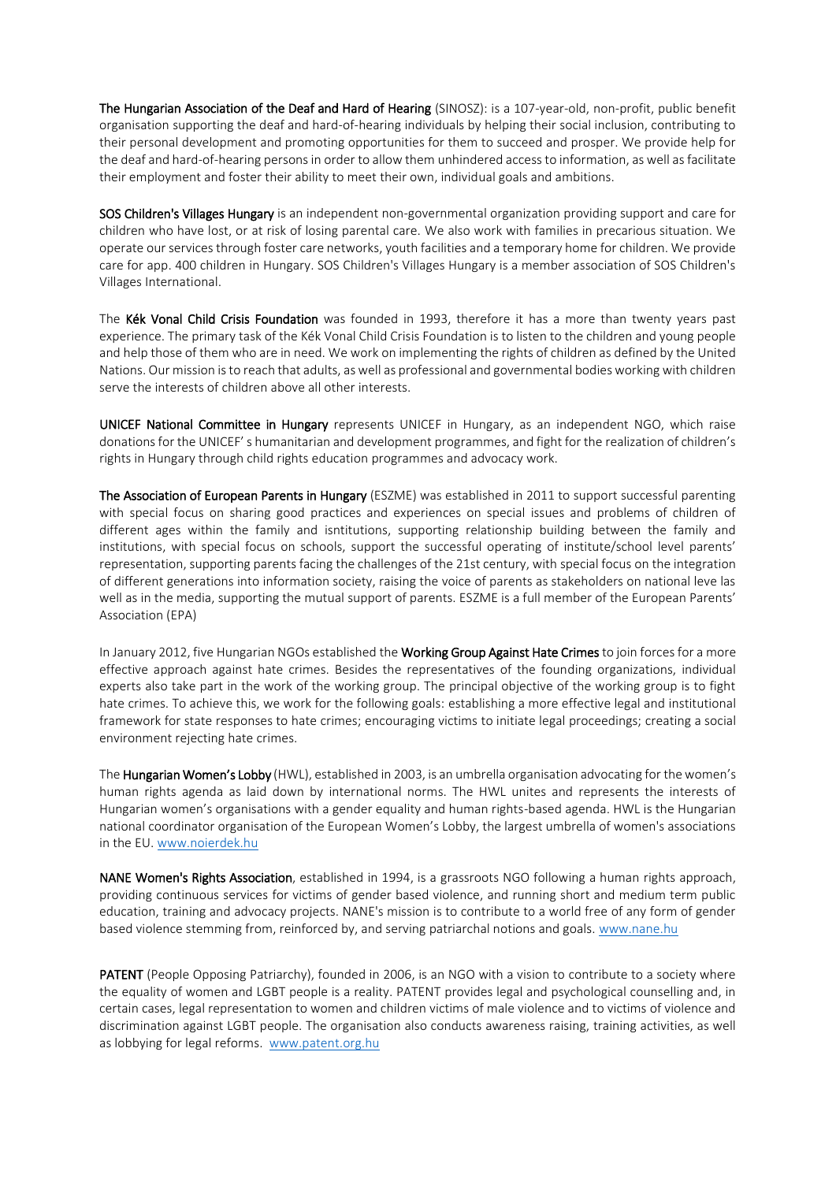**The Hungarian Association of the Deaf and Hard of Hearing** (SINOSZ): is a 107-year-old, non-profit, public benefit organisation supporting the deaf and hard-of-hearing individuals by helping their social inclusion, contributing to their personal development and promoting opportunities for them to succeed and prosper. We provide help for the deaf and hard-of-hearing persons in order to allow them unhindered access to information, as well as facilitate their employment and foster their ability to meet their own, individual goals and ambitions.

**SOS Children's Villages Hungary** is an independent non-governmental organization providing support and care for children who have lost, or at risk of losing parental care. We also work with families in precarious situation. We operate our services through foster care networks, youth facilities and a temporary home for children. We provide care for app. 400 children in Hungary. SOS Children's Villages Hungary is a member association of SOS Children's Villages International.

The **Kék Vonal Child Crisis Foundation** was founded in 1993, therefore it has a more than twenty years past experience. The primary task of the Kék Vonal Child Crisis Foundation is to listen to the children and young people and help those of them who are in need. We work on implementing the rights of children as defined by the United Nations. Our mission is to reach that adults, as well as professional and governmental bodies working with children serve the interests of children above all other interests.

**UNICEF National Committee in Hungary** represents UNICEF in Hungary, as an independent NGO, which raise donations for the UNICEF' s humanitarian and development programmes, and fight for the realization of children's rights in Hungary through child rights education programmes and advocacy work.

**The Association of European Parents in Hungary** (ESZME) was established in 2011 to support successful parenting with special focus on sharing good practices and experiences on special issues and problems of children of different ages within the family and isntitutions, supporting relationship building between the family and institutions, with special focus on schools, support the successful operating of institute/school level parents' representation, supporting parents facing the challenges of the 21st century, with special focus on the integration of different generations into information society, raising the voice of parents as stakeholders on national leve las well as in the media, supporting the mutual support of parents. ESZME is a full member of the European Parents' Association (EPA)

In January 2012, five Hungarian NGOs established the **Working Group Against Hate Crimes** to join forces for a more effective approach against hate crimes. Besides the representatives of the founding organizations, individual experts also take part in the work of the working group. The principal objective of the working group is to fight hate crimes. To achieve this, we work for the following goals: establishing a more effective legal and institutional framework for state responses to hate crimes; encouraging victims to initiate legal proceedings; creating a social environment rejecting hate crimes.

The **Hungarian Women's Lobby** (HWL), established in 2003, is an umbrella organisation advocating for the women's human rights agenda as laid down by international norms. The HWL unites and represents the interests of Hungarian women's organisations with a gender equality and human rights-based agenda. HWL is the Hungarian national coordinator organisation of the European Women's Lobby, the largest umbrella of women's associations in the EU. www.noierdek.hu

**NANE Women's Rights Association**, established in 1994, is a grassroots NGO following a human rights approach, providing continuous services for victims of gender based violence, and running short and medium term public education, training and advocacy projects. NANE's mission is to contribute to a world free of any form of gender based violence stemming from, reinforced by, and serving patriarchal notions and goals. www.nane.hu

**PATENT** (People Opposing Patriarchy), founded in 2006, is an NGO with a vision to contribute to a society where the equality of women and LGBT people is a reality. PATENT provides legal and psychological counselling and, in certain cases, legal representation to women and children victims of male violence and to victims of violence and discrimination against LGBT people. The organisation also conducts awareness raising, training activities, as well as lobbying for legal reforms. www.patent.org.hu